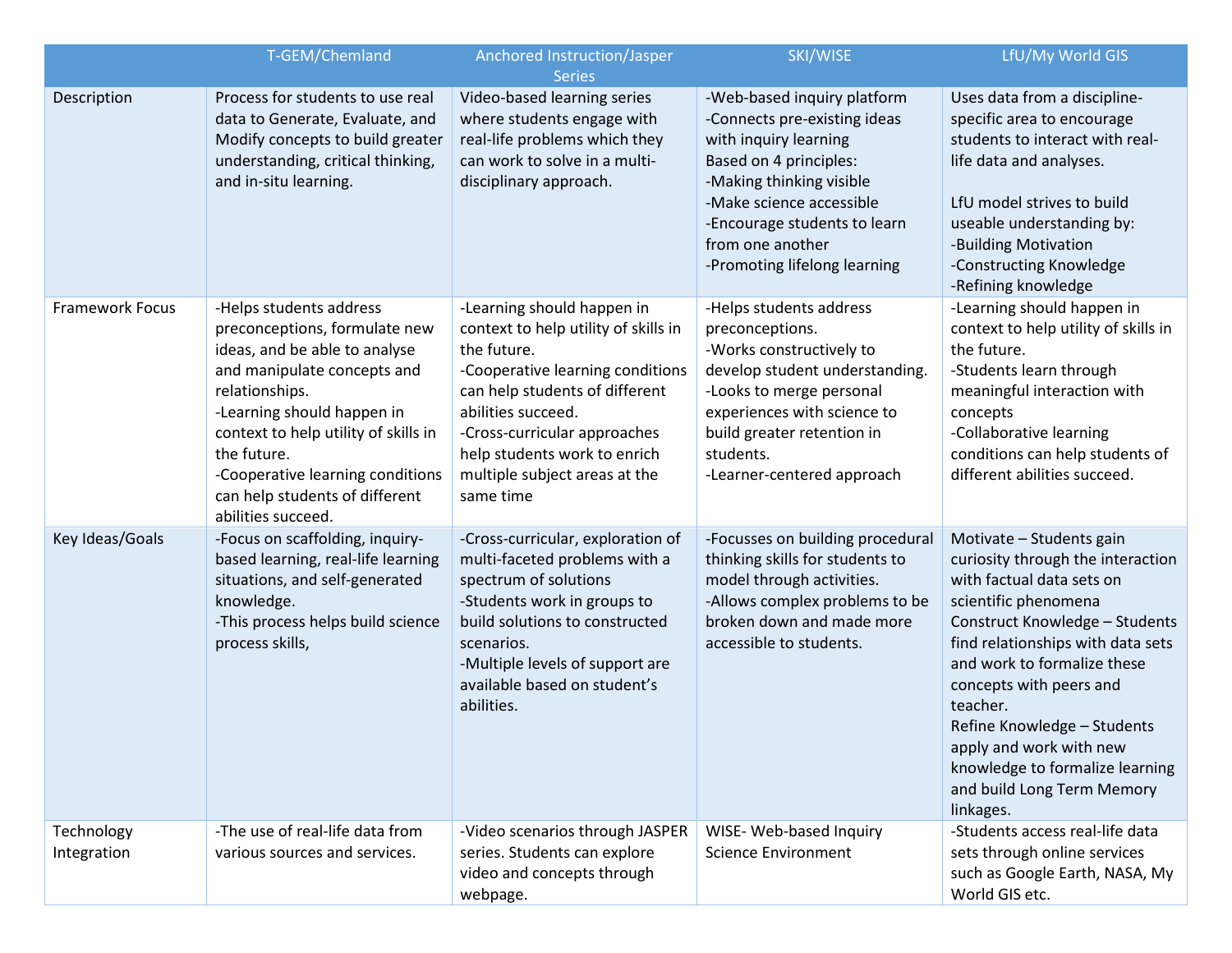| | T-GEM/Chemland | Anchored Instruction/Jasper Series | SKI/WISE | LfU/My World GIS |
|---|---|---|---|---|
| Description | Process for students to use real data to Generate, Evaluate, and Modify concepts to build greater understanding, critical thinking, and in-situ learning. | Video-based learning series where students engage with real-life problems which they can work to solve in a multi-disciplinary approach. | -Web-based inquiry platform<br>-Connects pre-existing ideas with inquiry learning<br>Based on 4 principles:<br>-Making thinking visible<br>-Make science accessible<br>-Encourage students to learn from one another<br>-Promoting lifelong learning | Uses data from a discipline-specific area to encourage students to interact with real-life data and analyses.<br><br>LfU model strives to build useable understanding by:<br>-Building Motivation<br>-Constructing Knowledge<br>-Refining knowledge |
| Framework Focus | -Helps students address preconceptions, formulate new ideas, and be able to analyse and manipulate concepts and relationships.<br>-Learning should happen in context to help utility of skills in the future.<br>-Cooperative learning conditions can help students of different abilities succeed. | -Learning should happen in context to help utility of skills in the future.<br>-Cooperative learning conditions can help students of different abilities succeed.<br>-Cross-curricular approaches help students work to enrich multiple subject areas at the same time | -Helps students address preconceptions.<br>-Works constructively to develop student understanding.<br>-Looks to merge personal experiences with science to build greater retention in students.<br>-Learner-centered approach | -Learning should happen in context to help utility of skills in the future.<br>-Students learn through meaningful interaction with concepts<br>-Collaborative learning conditions can help students of different abilities succeed. |
| Key Ideas/Goals | -Focus on scaffolding, inquiry-based learning, real-life learning situations, and self-generated knowledge.<br>-This process helps build science process skills, | -Cross-curricular, exploration of multi-faceted problems with a spectrum of solutions<br>-Students work in groups to build solutions to constructed scenarios.<br>-Multiple levels of support are available based on student's abilities. | -Focusses on building procedural thinking skills for students to model through activities.<br>-Allows complex problems to be broken down and made more accessible to students. | Motivate – Students gain curiosity through the interaction with factual data sets on scientific phenomena<br>Construct Knowledge – Students find relationships with data sets and work to formalize these concepts with peers and teacher.<br>Refine Knowledge – Students apply and work with new knowledge to formalize learning and build Long Term Memory linkages. |
| Technology Integration | -The use of real-life data from various sources and services. | -Video scenarios through JASPER series. Students can explore video and concepts through webpage. | WISE- Web-based Inquiry Science Environment | -Students access real-life data sets through online services such as Google Earth, NASA, My World GIS etc. |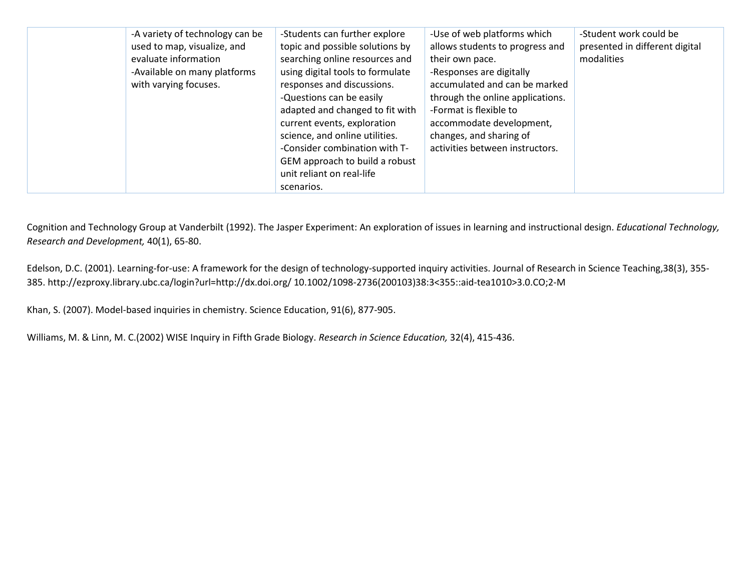| | | | | |
|---|---|---|---|---|
| | -A variety of technology can be used to map, visualize, and evaluate information<br>-Available on many platforms with varying focuses. | -Students can further explore topic and possible solutions by searching online resources and using digital tools to formulate responses and discussions.<br>-Questions can be easily adapted and changed to fit with current events, exploration science, and online utilities.<br>-Consider combination with T-GEM approach to build a robust unit reliant on real-life scenarios. | -Use of web platforms which allows students to progress and their own pace.<br>-Responses are digitally accumulated and can be marked through the online applications.<br>-Format is flexible to accommodate development, changes, and sharing of activities between instructors. | -Student work could be presented in different digital modalities |

Cognition and Technology Group at Vanderbilt (1992). The Jasper Experiment: An exploration of issues in learning and instructional design. *Educational Technology, Research and Development,* 40(1), 65-80.

Edelson, D.C. (2001). Learning-for-use: A framework for the design of technology-supported inquiry activities. Journal of Research in Science Teaching,38(3), 355-385. http://ezproxy.library.ubc.ca/login?url=http://dx.doi.org/ 10.1002/1098-2736(200103)38:3<355::aid-tea1010>3.0.CO;2-M

Khan, S. (2007). Model-based inquiries in chemistry. Science Education, 91(6), 877-905.

Williams, M. & Linn, M. C.(2002) WISE Inquiry in Fifth Grade Biology. *Research in Science Education,* 32(4), 415-436.